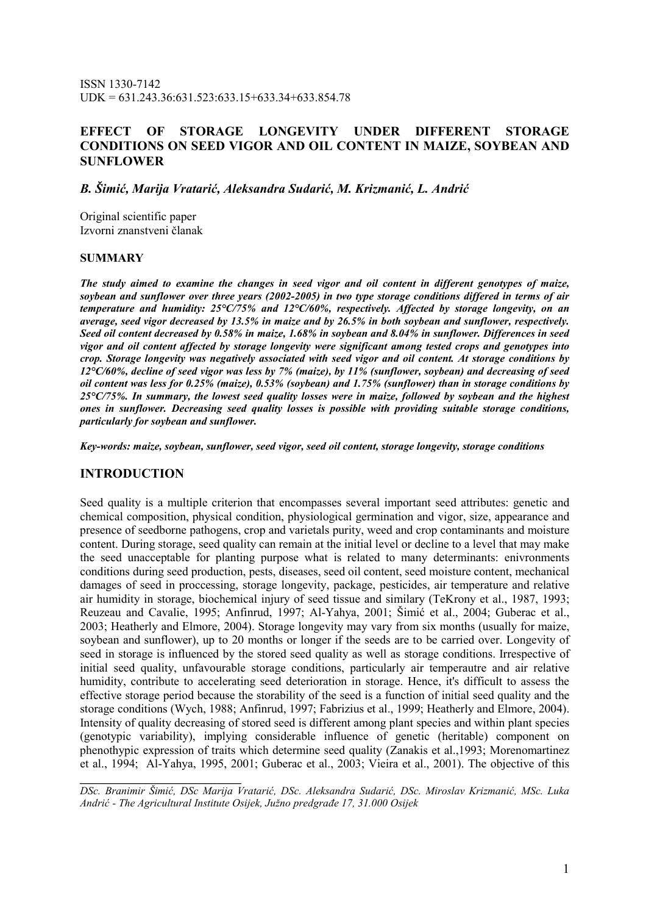ISSN 1330-7142
UDK = 631.243.36:631.523:633.15+633.34+633.854.78

# EFFECT OF STORAGE LONGEVITY UNDER DIFFERENT STORAGE CONDITIONS ON SEED VIGOR AND OIL CONTENT IN MAIZE, SOYBEAN AND SUNFLOWER

***B. Šimić, Marija Vratarić, Aleksandra Sudarić, M. Krizmanić, L. Andrić***

Original scientific paper
Izvorni znanstveni članak

## SUMMARY

***The study aimed to examine the changes in seed vigor and oil content in different genotypes of maize, soybean and sunflower over three years (2002-2005) in two type storage conditions differed in terms of air temperature and humidity: 25°C/75% and 12°C/60%, respectively. Affected by storage longevity, on an average, seed vigor decreased by 13.5% in maize and by 26.5% in both soybean and sunflower, respectively. Seed oil content decreased by 0.58% in maize, 1.68% in soybean and 8.04% in sunflower. Differences in seed vigor and oil content affected by storage longevity were significant among tested crops and genotypes into crop. Storage longevity was negatively associated with seed vigor and oil content. At storage conditions by 12°C/60%, decline of seed vigor was less by 7% (maize), by 11% (sunflower, soybean) and decreasing of seed oil content was less for 0.25% (maize), 0.53% (soybean) and 1.75% (sunflower) than in storage conditions by 25°C/75%. In summary, the lowest seed quality losses were in maize, followed by soybean and the highest ones in sunflower. Decreasing seed quality losses is possible with providing suitable storage conditions, particularly for soybean and sunflower.***

***Key-words: maize, soybean, sunflower, seed vigor, seed oil content, storage longevity, storage conditions***

## INTRODUCTION

Seed quality is a multiple criterion that encompasses several important seed attributes: genetic and chemical composition, physical condition, physiological germination and vigor, size, appearance and presence of seedborne pathogens, crop and varietals purity, weed and crop contaminants and moisture content. During storage, seed quality can remain at the initial level or decline to a level that may make the seed unacceptable for planting purpose what is related to many determinants: enivronments conditions during seed production, pests, diseases, seed oil content, seed moisture content, mechanical damages of seed in proccessing, storage longevity, package, pesticides, air temperature and relative air humidity in storage, biochemical injury of seed tissue and similary (TeKrony et al., 1987, 1993; Reuzeau and Cavalie, 1995; Anfinrud, 1997; Al-Yahya, 2001; Šimić et al., 2004; Guberac et al., 2003; Heatherly and Elmore, 2004). Storage longevity may vary from six months (usually for maize, soybean and sunflower), up to 20 months or longer if the seeds are to be carried over. Longevity of seed in storage is influenced by the stored seed quality as well as storage conditions. Irrespective of initial seed quality, unfavourable storage conditions, particularly air temperautre and air relative humidity, contribute to accelerating seed deterioration in storage. Hence, it's difficult to assess the effective storage period because the storability of the seed is a function of initial seed quality and the storage conditions (Wych, 1988; Anfinrud, 1997; Fabrizius et al., 1999; Heatherly and Elmore, 2004). Intensity of quality decreasing of stored seed is different among plant species and within plant species (genotypic variability), implying considerable influence of genetic (heritable) component on phenothypic expression of traits which determine seed quality (Zanakis et al.,1993; Morenomartinez et al., 1994; Al-Yahya, 1995, 2001; Guberac et al., 2003; Vieira et al., 2001). The objective of this

---

*DSc. Branimir Šimić, DSc Marija Vratarić, DSc. Aleksandra Sudarić, DSc. Miroslav Krizmanić, MSc. Luka Andrić - The Agricultural Institute Osijek, Južno predgrađe 17, 31.000 Osijek*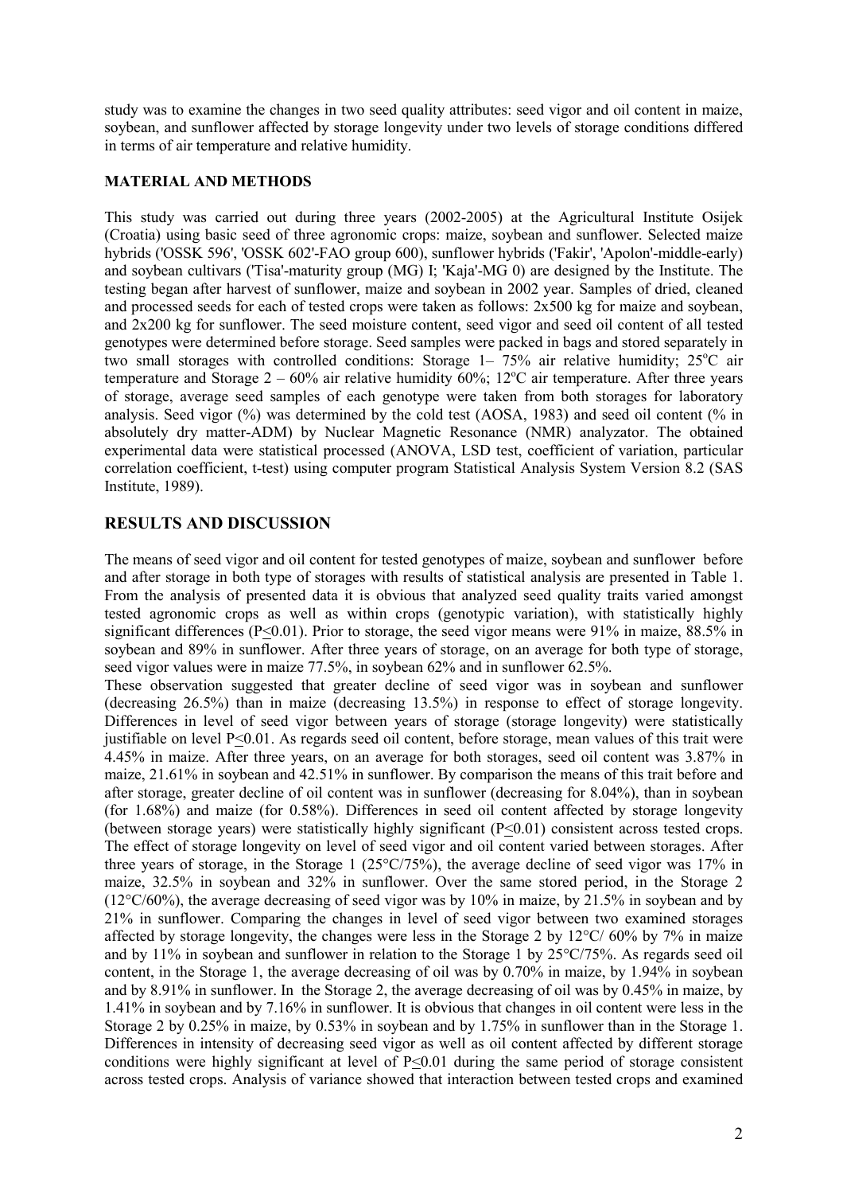study was to examine the changes in two seed quality attributes: seed vigor and oil content in maize, soybean, and sunflower affected by storage longevity under two levels of storage conditions differed in terms of air temperature and relative humidity.

## MATERIAL AND METHODS

This study was carried out during three years (2002-2005) at the Agricultural Institute Osijek (Croatia) using basic seed of three agronomic crops: maize, soybean and sunflower. Selected maize hybrids ('OSSK 596', 'OSSK 602'-FAO group 600), sunflower hybrids ('Fakir', 'Apolon'-middle-early) and soybean cultivars ('Tisa'-maturity group (MG) I; 'Kaja'-MG 0) are designed by the Institute. The testing began after harvest of sunflower, maize and soybean in 2002 year. Samples of dried, cleaned and processed seeds for each of tested crops were taken as follows: 2x500 kg for maize and soybean, and 2x200 kg for sunflower. The seed moisture content, seed vigor and seed oil content of all tested genotypes were determined before storage. Seed samples were packed in bags and stored separately in two small storages with controlled conditions: Storage 1– 75% air relative humidity; 25°C air temperature and Storage 2 – 60% air relative humidity 60%; 12°C air temperature. After three years of storage, average seed samples of each genotype were taken from both storages for laboratory analysis. Seed vigor (%) was determined by the cold test (AOSA, 1983) and seed oil content (% in absolutely dry matter-ADM) by Nuclear Magnetic Resonance (NMR) analyzator. The obtained experimental data were statistical processed (ANOVA, LSD test, coefficient of variation, particular correlation coefficient, t-test) using computer program Statistical Analysis System Version 8.2 (SAS Institute, 1989).

## RESULTS AND DISCUSSION

The means of seed vigor and oil content for tested genotypes of maize, soybean and sunflower before and after storage in both type of storages with results of statistical analysis are presented in Table 1. From the analysis of presented data it is obvious that analyzed seed quality traits varied amongst tested agronomic crops as well as within crops (genotypic variation), with statistically highly significant differences ($P \leq 0.01$). Prior to storage, the seed vigor means were 91% in maize, 88.5% in soybean and 89% in sunflower. After three years of storage, on an average for both type of storage, seed vigor values were in maize 77.5%, in soybean 62% and in sunflower 62.5%.

These observation suggested that greater decline of seed vigor was in soybean and sunflower (decreasing 26.5%) than in maize (decreasing 13.5%) in response to effect of storage longevity. Differences in level of seed vigor between years of storage (storage longevity) were statistically justifiable on level $P \leq 0.01$. As regards seed oil content, before storage, mean values of this trait were 4.45% in maize. After three years, on an average for both storages, seed oil content was 3.87% in maize, 21.61% in soybean and 42.51% in sunflower. By comparison the means of this trait before and after storage, greater decline of oil content was in sunflower (decreasing for 8.04%), than in soybean (for 1.68%) and maize (for 0.58%). Differences in seed oil content affected by storage longevity (between storage years) were statistically highly significant ($P \leq 0.01$) consistent across tested crops. The effect of storage longevity on level of seed vigor and oil content varied between storages. After three years of storage, in the Storage 1 (25°C/75%), the average decline of seed vigor was 17% in maize, 32.5% in soybean and 32% in sunflower. Over the same stored period, in the Storage 2 (12°C/60%), the average decreasing of seed vigor was by 10% in maize, by 21.5% in soybean and by 21% in sunflower. Comparing the changes in level of seed vigor between two examined storages affected by storage longevity, the changes were less in the Storage 2 by 12°C/ 60% by 7% in maize and by 11% in soybean and sunflower in relation to the Storage 1 by 25°C/75%. As regards seed oil content, in the Storage 1, the average decreasing of oil was by 0.70% in maize, by 1.94% in soybean and by 8.91% in sunflower. In the Storage 2, the average decreasing of oil was by 0.45% in maize, by 1.41% in soybean and by 7.16% in sunflower. It is obvious that changes in oil content were less in the Storage 2 by 0.25% in maize, by 0.53% in soybean and by 1.75% in sunflower than in the Storage 1. Differences in intensity of decreasing seed vigor as well as oil content affected by different storage conditions were highly significant at level of $P \leq 0.01$ during the same period of storage consistent across tested crops. Analysis of variance showed that interaction between tested crops and examined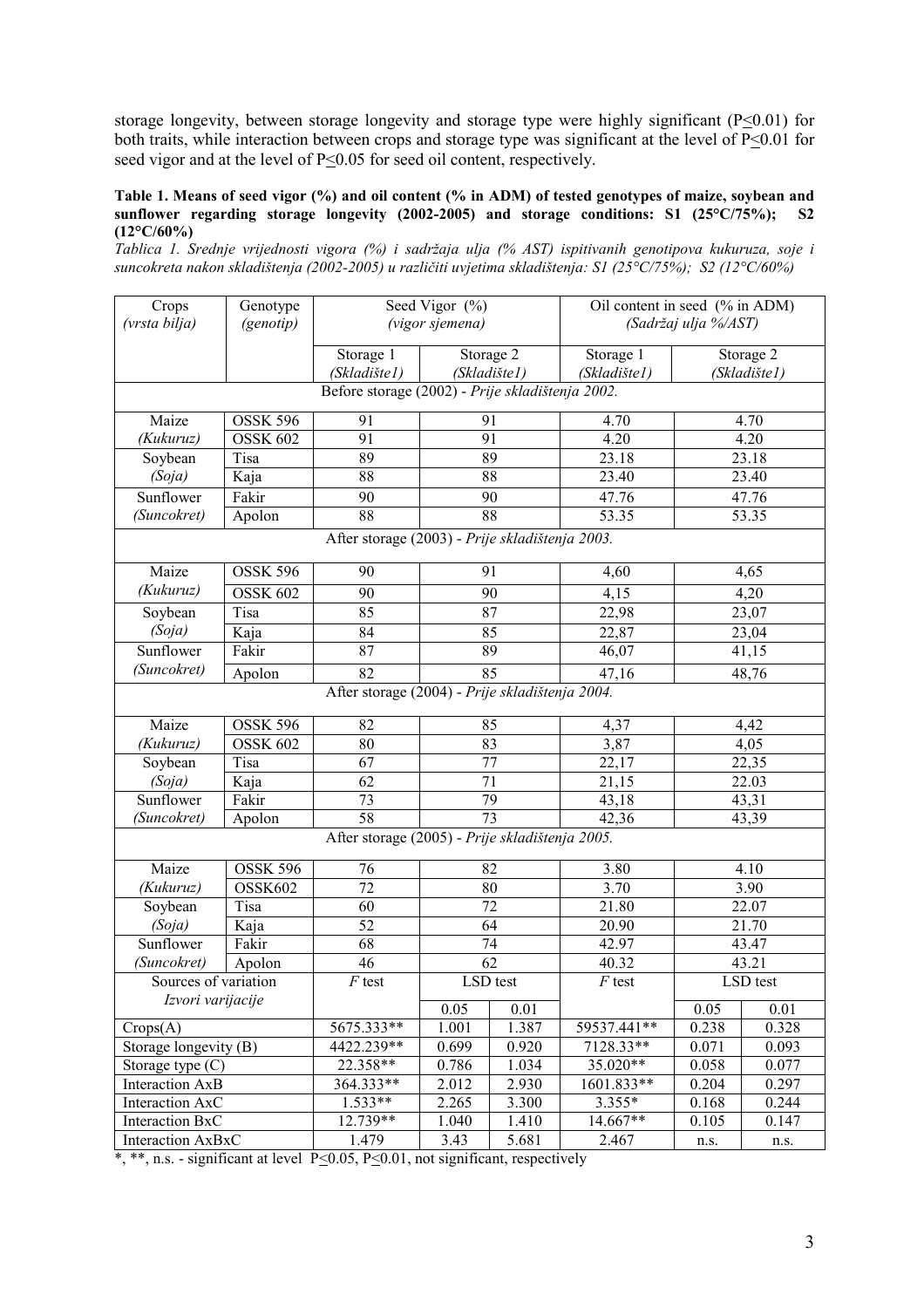storage longevity, between storage longevity and storage type were highly significant ($P \leq 0.01$) for both traits, while interaction between crops and storage type was significant at the level of $P \leq 0.01$ for seed vigor and at the level of $P \leq 0.05$ for seed oil content, respectively.

**Table 1. Means of seed vigor (%) and oil content (% in ADM) of tested genotypes of maize, soybean and sunflower regarding storage longevity (2002-2005) and storage conditions: S1 (25°C/75%); S2 (12°C/60%)**

*Tablica 1. Srednje vrijednosti vigora (%) i sadržaja ulja (% AST) ispitivanih genotipova kukuruza, soje i suncokreta nakon skladištenja (2002-2005) u različiti uvjetima skladištenja: S1 (25°C/75%); S2 (12°C/60%)*

| Crops *(vrsta bilja)* | Genotype *(genotip)* | Seed Vigor (%) *(vigor sjemena)* | | | Oil content in seed (% in ADM) *(Sadržaj ulja %/AST)* | | |
|---|---|---|---|---|---|---|---|
| | | Storage 1 *(Skladište1)* | Storage 2 *(Skladište1)* | | Storage 1 *(Skladište1)* | Storage 2 *(Skladište1)* | |
| Before storage (2002) - *Prije skladištenja 2002.* | | | | | | | |
| Maize *(Kukuruz)* | OSSK 596 | 91 | 91 | | 4.70 | 4.70 | |
| | OSSK 602 | 91 | 91 | | 4.20 | 4.20 | |
| Soybean *(Soja)* | Tisa | 89 | 89 | | 23.18 | 23.18 | |
| | Kaja | 88 | 88 | | 23.40 | 23.40 | |
| Sunflower *(Suncokret)* | Fakir | 90 | 90 | | 47.76 | 47.76 | |
| | Apolon | 88 | 88 | | 53.35 | 53.35 | |
| After storage (2003) - *Prije skladištenja 2003.* | | | | | | | |
| Maize *(Kukuruz)* | OSSK 596 | 90 | 91 | | 4,60 | 4,65 | |
| | OSSK 602 | 90 | 90 | | 4,15 | 4,20 | |
| Soybean *(Soja)* | Tisa | 85 | 87 | | 22,98 | 23,07 | |
| | Kaja | 84 | 85 | | 22,87 | 23,04 | |
| Sunflower *(Suncokret)* | Fakir | 87 | 89 | | 46,07 | 41,15 | |
| | Apolon | 82 | 85 | | 47,16 | 48,76 | |
| After storage (2004) - *Prije skladištenja 2004.* | | | | | | | |
| Maize *(Kukuruz)* | OSSK 596 | 82 | 85 | | 4,37 | 4,42 | |
| | OSSK 602 | 80 | 83 | | 3,87 | 4,05 | |
| Soybean *(Soja)* | Tisa | 67 | 77 | | 22,17 | 22,35 | |
| | Kaja | 62 | 71 | | 21,15 | 22.03 | |
| Sunflower *(Suncokret)* | Fakir | 73 | 79 | | 43,18 | 43,31 | |
| | Apolon | 58 | 73 | | 42,36 | 43,39 | |
| After storage (2005) - *Prije skladištenja 2005.* | | | | | | | |
| Maize *(Kukuruz)* | OSSK 596 | 76 | 82 | | 3.80 | 4.10 | |
| | OSSK602 | 72 | 80 | | 3.70 | 3.90 | |
| Soybean *(Soja)* | Tisa | 60 | 72 | | 21.80 | 22.07 | |
| | Kaja | 52 | 64 | | 20.90 | 21.70 | |
| Sunflower *(Suncokret)* | Fakir | 68 | 74 | | 42.97 | 43.47 | |
| | Apolon | 46 | 62 | | 40.32 | 43.21 | |
| Sources of variation *Izvori varijacije* | | $F$ test | LSD test | | $F$ test | LSD test | |
| | | | 0.05 | 0.01 | | 0.05 | 0.01 |
| Crops(A) | | 5675.333** | 1.001 | 1.387 | 59537.441** | 0.238 | 0.328 |
| Storage longevity (B) | | 4422.239** | 0.699 | 0.920 | 7128.33** | 0.071 | 0.093 |
| Storage type (C) | | 22.358** | 0.786 | 1.034 | 35.020** | 0.058 | 0.077 |
| Interaction AxB | | 364.333** | 2.012 | 2.930 | 1601.833** | 0.204 | 0.297 |
| Interaction AxC | | 1.533** | 2.265 | 3.300 | 3.355* | 0.168 | 0.244 |
| Interaction BxC | | 12.739** | 1.040 | 1.410 | 14.667** | 0.105 | 0.147 |
| Interaction AxBxC | | 1.479 | 3.43 | 5.681 | 2.467 | n.s. | n.s. |

*, **, n.s. - significant at level $P \leq 0.05$, $P \leq 0.01$, not significant, respectively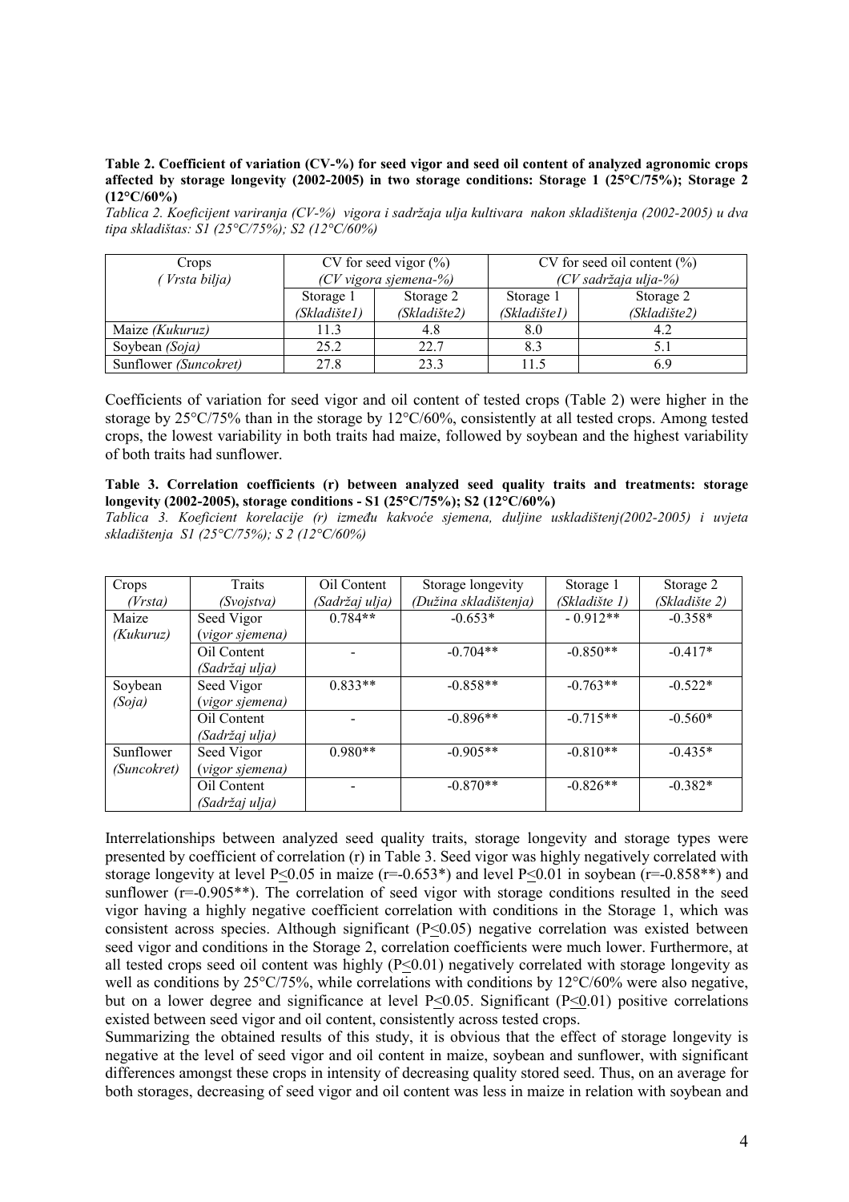**Table 2. Coefficient of variation (CV-%) for seed vigor and seed oil content of analyzed agronomic crops affected by storage longevity (2002-2005) in two storage conditions: Storage 1 (25°C/75%); Storage 2 (12°C/60%)**

*Tablica 2. Koeficijent variranja (CV-%) vigora i sadržaja ulja kultivara nakon skladištenja (2002-2005) u dva tipa skladištas: S1 (25°C/75%); S2 (12°C/60%)*

| Crops ( *Vrsta bilja*) | CV for seed vigor (%) *(CV vigora sjemena-%)* | | CV for seed oil content (%) *(CV sadržaja ulja-%)* | |
|---|---|---|---|---|
| | Storage 1 *(Skladište1)* | Storage 2 *(Skladište2)* | Storage 1 *(Skladište1)* | Storage 2 *(Skladište2)* |
| Maize *(Kukuruz)* | 11.3 | 4.8 | 8.0 | 4.2 |
| Soybean *(Soja)* | 25.2 | 22.7 | 8.3 | 5.1 |
| Sunflower *(Suncokret)* | 27.8 | 23.3 | 11.5 | 6.9 |

Coefficients of variation for seed vigor and oil content of tested crops (Table 2) were higher in the storage by 25°C/75% than in the storage by 12°C/60%, consistently at all tested crops. Among tested crops, the lowest variability in both traits had maize, followed by soybean and the highest variability of both traits had sunflower.

**Table 3. Correlation coefficients (r) between analyzed seed quality traits and treatments: storage longevity (2002-2005), storage conditions - S1 (25°C/75%); S2 (12°C/60%)**

*Tablica 3. Koeficient korelacije (r) između kakvoće sjemena, duljine uskladištenj(2002-2005) i uvjeta skladištenja S1 (25°C/75%); S 2 (12°C/60%)*

| Crops *(Vrsta)* | Traits *(Svojstva)* | Oil Content *(Sadržaj ulja)* | Storage longevity *(Dužina skladištenja)* | Storage 1 *(Skladište 1)* | Storage 2 *(Skladište 2)* |
|---|---|---|---|---|---|
| Maize *(Kukuruz)* | Seed Vigor (*vigor sjemena)* | 0.784** | -0.653* | - 0.912** | -0.358* |
| | Oil Content *(Sadržaj ulja)* | - | -0.704** | -0.850** | -0.417* |
| Soybean *(Soja)* | Seed Vigor (*vigor sjemena)* | 0.833** | -0.858** | -0.763** | -0.522* |
| | Oil Content *(Sadržaj ulja)* | - | -0.896** | -0.715** | -0.560* |
| Sunflower *(Suncokret)* | Seed Vigor (*vigor sjemena)* | 0.980** | -0.905** | -0.810** | -0.435* |
| | Oil Content *(Sadržaj ulja)* | - | -0.870** | -0.826** | -0.382* |

Interrelationships between analyzed seed quality traits, storage longevity and storage types were presented by coefficient of correlation (r) in Table 3. Seed vigor was highly negatively correlated with storage longevity at level $P \leq 0.05$ in maize (r=-0.653*) and level $P \leq 0.01$ in soybean (r=-0.858**) and sunflower (r=-0.905**). The correlation of seed vigor with storage conditions resulted in the seed vigor having a highly negative coefficient correlation with conditions in the Storage 1, which was consistent across species. Although significant ($P \leq 0.05$) negative correlation was existed between seed vigor and conditions in the Storage 2, correlation coefficients were much lower. Furthermore, at all tested crops seed oil content was highly ($P \leq 0.01$) negatively correlated with storage longevity as well as conditions by 25°C/75%, while correlations with conditions by 12°C/60% were also negative, but on a lower degree and significance at level $P \leq 0.05$. Significant ($P \leq 0.01$) positive correlations existed between seed vigor and oil content, consistently across tested crops.

Summarizing the obtained results of this study, it is obvious that the effect of storage longevity is negative at the level of seed vigor and oil content in maize, soybean and sunflower, with significant differences amongst these crops in intensity of decreasing quality stored seed. Thus, on an average for both storages, decreasing of seed vigor and oil content was less in maize in relation with soybean and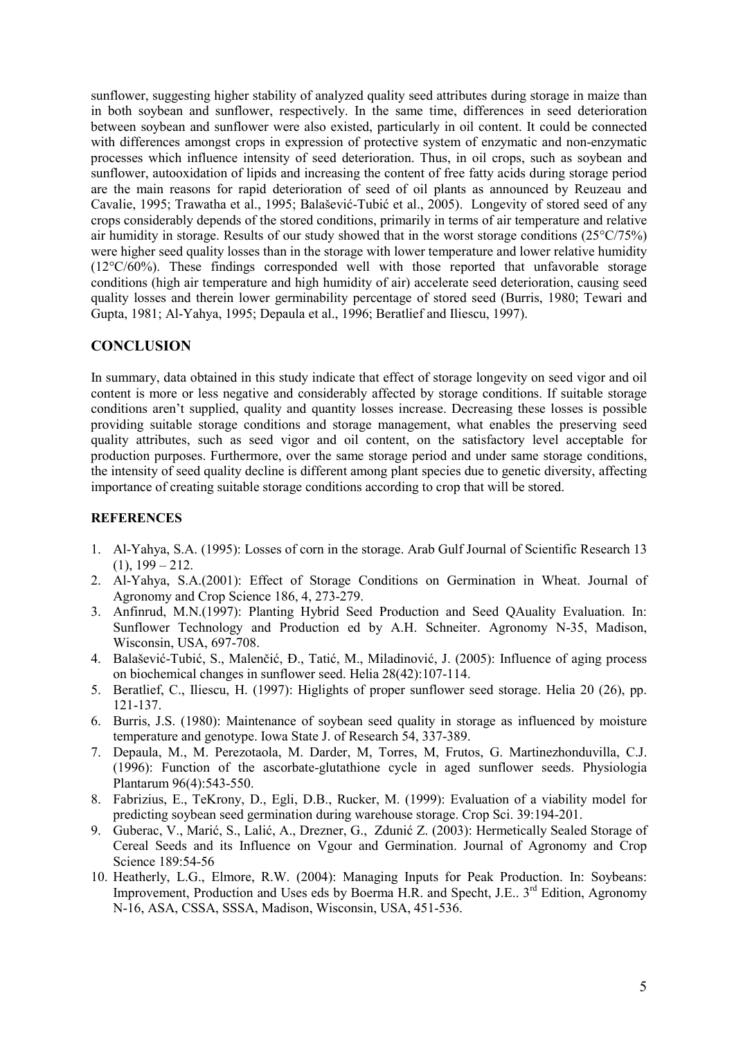sunflower, suggesting higher stability of analyzed quality seed attributes during storage in maize than in both soybean and sunflower, respectively. In the same time, differences in seed deterioration between soybean and sunflower were also existed, particularly in oil content. It could be connected with differences amongst crops in expression of protective system of enzymatic and non-enzymatic processes which influence intensity of seed deterioration. Thus, in oil crops, such as soybean and sunflower, autooxidation of lipids and increasing the content of free fatty acids during storage period are the main reasons for rapid deterioration of seed of oil plants as announced by Reuzeau and Cavalie, 1995; Trawatha et al., 1995; Balašević-Tubić et al., 2005). Longevity of stored seed of any crops considerably depends of the stored conditions, primarily in terms of air temperature and relative air humidity in storage. Results of our study showed that in the worst storage conditions (25°C/75%) were higher seed quality losses than in the storage with lower temperature and lower relative humidity (12°C/60%). These findings corresponded well with those reported that unfavorable storage conditions (high air temperature and high humidity of air) accelerate seed deterioration, causing seed quality losses and therein lower germinability percentage of stored seed (Burris, 1980; Tewari and Gupta, 1981; Al-Yahya, 1995; Depaula et al., 1996; Beratlief and Iliescu, 1997).

## CONCLUSION

In summary, data obtained in this study indicate that effect of storage longevity on seed vigor and oil content is more or less negative and considerably affected by storage conditions. If suitable storage conditions aren't supplied, quality and quantity losses increase. Decreasing these losses is possible providing suitable storage conditions and storage management, what enables the preserving seed quality attributes, such as seed vigor and oil content, on the satisfactory level acceptable for production purposes. Furthermore, over the same storage period and under same storage conditions, the intensity of seed quality decline is different among plant species due to genetic diversity, affecting importance of creating suitable storage conditions according to crop that will be stored.

## REFERENCES

1. Al-Yahya, S.A. (1995): Losses of corn in the storage. Arab Gulf Journal of Scientific Research 13 (1), 199 – 212.
2. Al-Yahya, S.A.(2001): Effect of Storage Conditions on Germination in Wheat. Journal of Agronomy and Crop Science 186, 4, 273-279.
3. Anfinrud, M.N.(1997): Planting Hybrid Seed Production and Seed QAuality Evaluation. In: Sunflower Technology and Production ed by A.H. Schneiter. Agronomy N-35, Madison, Wisconsin, USA, 697-708.
4. Balašević-Tubić, S., Malenčić, Đ., Tatić, M., Miladinović, J. (2005): Influence of aging process on biochemical changes in sunflower seed. Helia 28(42):107-114.
5. Beratlief, C., Iliescu, H. (1997): Higlights of proper sunflower seed storage. Helia 20 (26), pp. 121-137.
6. Burris, J.S. (1980): Maintenance of soybean seed quality in storage as influenced by moisture temperature and genotype. Iowa State J. of Research 54, 337-389.
7. Depaula, M., M. Perezotaola, M. Darder, M, Torres, M, Frutos, G. Martinezhonduvilla, C.J. (1996): Function of the ascorbate-glutathione cycle in aged sunflower seeds. Physiologia Plantarum 96(4):543-550.
8. Fabrizius, E., TeKrony, D., Egli, D.B., Rucker, M. (1999): Evaluation of a viability model for predicting soybean seed germination during warehouse storage. Crop Sci. 39:194-201.
9. Guberac, V., Marić, S., Lalić, A., Drezner, G., Zdunić Z. (2003): Hermetically Sealed Storage of Cereal Seeds and its Influence on Vgour and Germination. Journal of Agronomy and Crop Science 189:54-56
10. Heatherly, L.G., Elmore, R.W. (2004): Managing Inputs for Peak Production. In: Soybeans: Improvement, Production and Uses eds by Boerma H.R. and Specht, J.E.. 3rd Edition, Agronomy N-16, ASA, CSSA, SSSA, Madison, Wisconsin, USA, 451-536.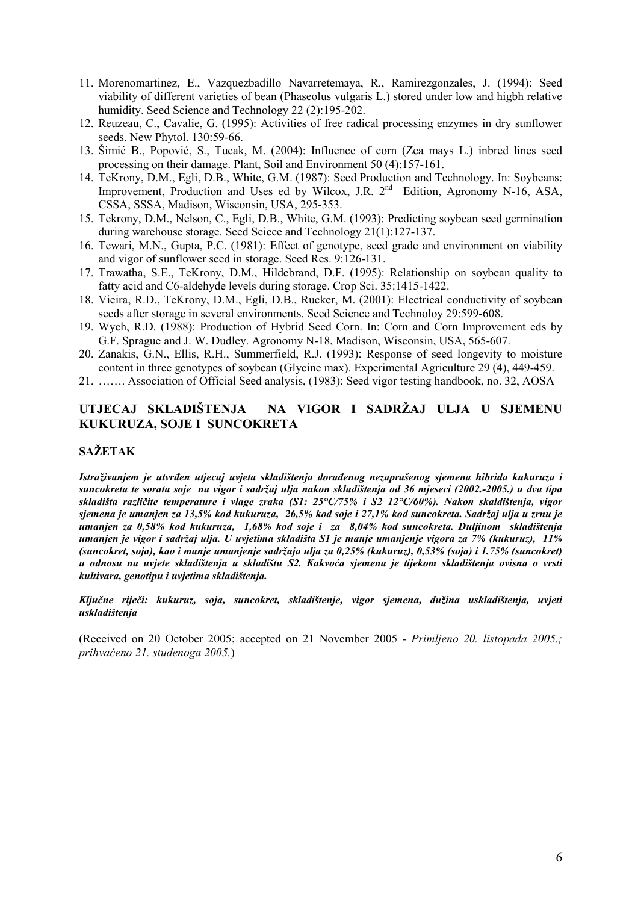11. Morenomartinez, E., Vazquezbadillo Navarretemaya, R., Ramirezgonzales, J. (1994): Seed viability of different varieties of bean (Phaseolus vulgaris L.) stored under low and higbh relative humidity. Seed Science and Technology 22 (2):195-202.
12. Reuzeau, C., Cavalie, G. (1995): Activities of free radical processing enzymes in dry sunflower seeds. New Phytol. 130:59-66.
13. Šimić B., Popović, S., Tucak, M. (2004): Influence of corn (Zea mays L.) inbred lines seed processing on their damage. Plant, Soil and Environment 50 (4):157-161.
14. TeKrony, D.M., Egli, D.B., White, G.M. (1987): Seed Production and Technology. In: Soybeans: Improvement, Production and Uses ed by Wilcox, J.R. 2nd Edition, Agronomy N-16, ASA, CSSA, SSSA, Madison, Wisconsin, USA, 295-353.
15. Tekrony, D.M., Nelson, C., Egli, D.B., White, G.M. (1993): Predicting soybean seed germination during warehouse storage. Seed Sciece and Technology 21(1):127-137.
16. Tewari, M.N., Gupta, P.C. (1981): Effect of genotype, seed grade and environment on viability and vigor of sunflower seed in storage. Seed Res. 9:126-131.
17. Trawatha, S.E., TeKrony, D.M., Hildebrand, D.F. (1995): Relationship on soybean quality to fatty acid and C6-aldehyde levels during storage. Crop Sci. 35:1415-1422.
18. Vieira, R.D., TeKrony, D.M., Egli, D.B., Rucker, M. (2001): Electrical conductivity of soybean seeds after storage in several environments. Seed Science and Technoloy 29:599-608.
19. Wych, R.D. (1988): Production of Hybrid Seed Corn. In: Corn and Corn Improvement eds by G.F. Sprague and J. W. Dudley. Agronomy N-18, Madison, Wisconsin, USA, 565-607.
20. Zanakis, G.N., Ellis, R.H., Summerfield, R.J. (1993): Response of seed longevity to moisture content in three genotypes of soybean (Glycine max). Experimental Agriculture 29 (4), 449-459.
21. ……. Association of Official Seed analysis, (1983): Seed vigor testing handbook, no. 32, AOSA

## UTJECAJ SKLADIŠTENJA NA VIGOR I SADRŽAJ ULJA U SJEMENU KUKURUZA, SOJE I SUNCOKRETA

### SAŽETAK

***Istraživanjem je utvrđen utjecaj uvjeta skladištenja dorađenog nezaprašenog sjemena hibrida kukuruza i suncokreta te sorata soje na vigor i sadržaj ulja nakon skladištenja od 36 mjeseci (2002.-2005.) u dva tipa skladišta različite temperature i vlage zraka (S1: 25°C/75% i S2 12°C/60%). Nakon skaldištenja, vigor sjemena je umanjen za 13,5% kod kukuruza, 26,5% kod soje i 27,1% kod suncokreta. Sadržaj ulja u zrnu je umanjen za 0,58% kod kukuruza, 1,68% kod soje i za 8,04% kod suncokreta. Duljinom skladištenja umanjen je vigor i sadržaj ulja. U uvjetima skladišta S1 je manje umanjenje vigora za 7% (kukuruz), 11% (suncokret, soja), kao i manje umanjenje sadržaja ulja za 0,25% (kukuruz), 0,53% (soja) i 1.75% (suncokret) u odnosu na uvjete skladištenja u skladištu S2. Kakvoća sjemena je tijekom skladištenja ovisna o vrsti kultivara, genotipu i uvjetima skladištenja.***

***Ključne riječi: kukuruz, soja, suncokret, skladištenje, vigor sjemena, dužina uskladištenja, uvjeti uskladištenja***

(Received on 20 October 2005; accepted on 21 November 2005 - *Primljeno 20. listopada 2005.; prihvaćeno 21. studenoga 2005.*)